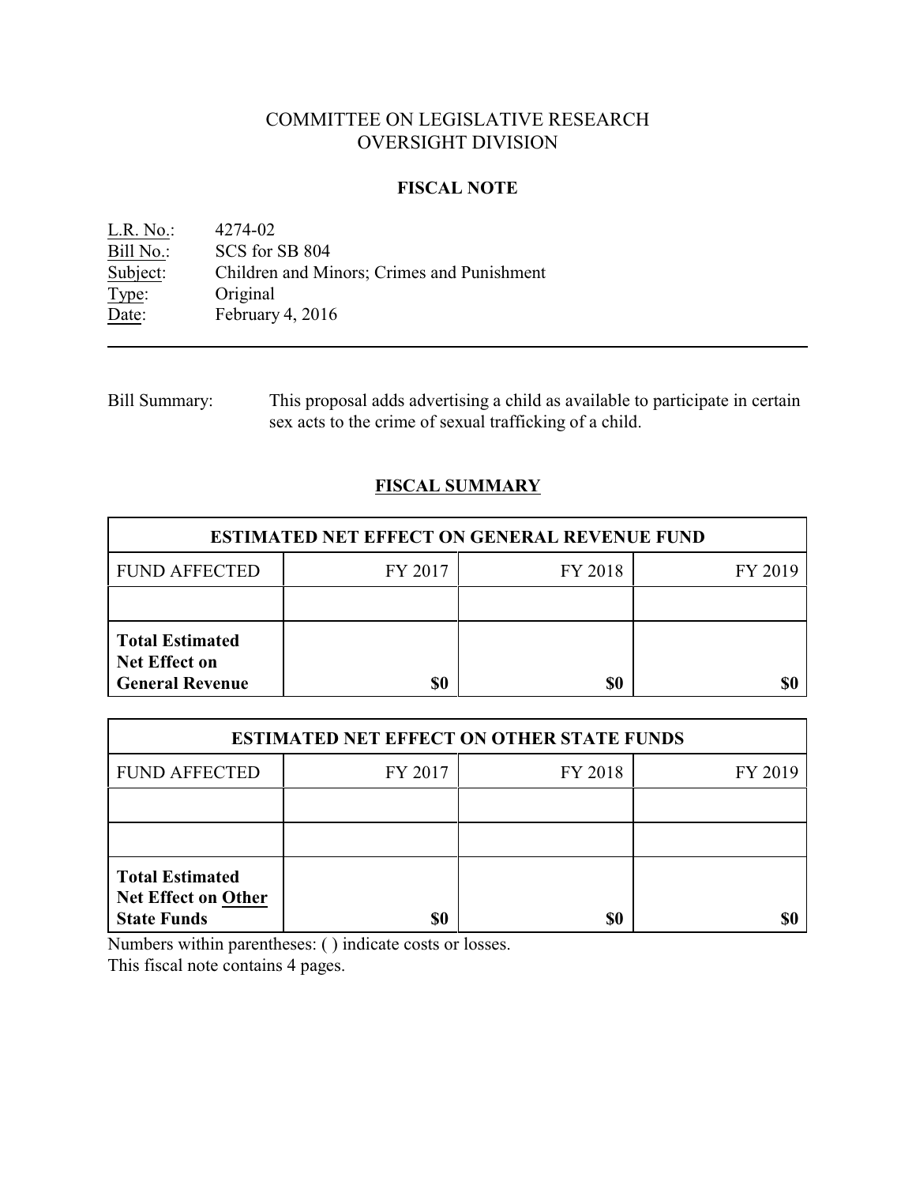# COMMITTEE ON LEGISLATIVE RESEARCH
# OVERSIGHT DIVISION

## FISCAL NOTE

L.R. No.: 4274-02
Bill No.: SCS for SB 804
Subject: Children and Minors; Crimes and Punishment
Type: Original
Date: February 4, 2016

---

Bill Summary: This proposal adds advertising a child as available to participate in certain sex acts to the crime of sexual trafficking of a child.

## FISCAL SUMMARY

| ESTIMATED NET EFFECT ON GENERAL REVENUE FUND | | | |
|---|---|---|---|
| FUND AFFECTED | FY 2017 | FY 2018 | FY 2019 |
| | | | |
| **Total Estimated Net Effect on General Revenue** | **$0** | **$0** | **$0** |

| ESTIMATED NET EFFECT ON OTHER STATE FUNDS | | | |
|---|---|---|---|
| FUND AFFECTED | FY 2017 | FY 2018 | FY 2019 |
| | | | |
| | | | |
| **Total Estimated Net Effect on Other State Funds** | **$0** | **$0** | **$0** |

Numbers within parentheses: ( ) indicate costs or losses.
This fiscal note contains 4 pages.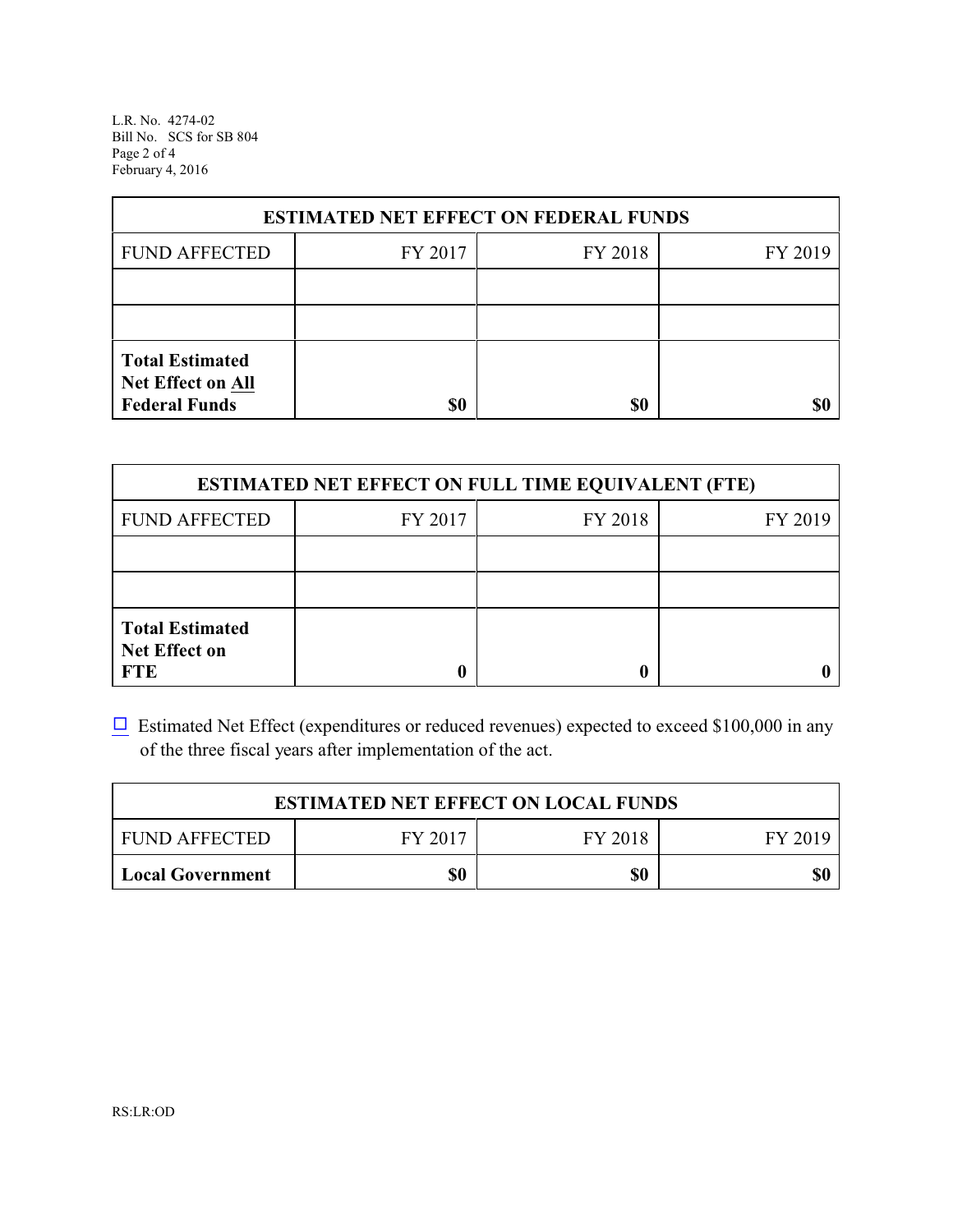| ESTIMATED NET EFFECT ON FEDERAL FUNDS | | | |
|---|---|---|---|
| FUND AFFECTED | FY 2017 | FY 2018 | FY 2019 |
| | | | |
| | | | |
| **Total Estimated Net Effect on All Federal Funds** | **$0** | **$0** | **$0** |

| ESTIMATED NET EFFECT ON FULL TIME EQUIVALENT (FTE) | | | |
|---|---|---|---|
| FUND AFFECTED | FY 2017 | FY 2018 | FY 2019 |
| | | | |
| | | | |
| **Total Estimated Net Effect on FTE** | **0** | **0** | **0** |

☐ Estimated Net Effect (expenditures or reduced revenues) expected to exceed $100,000 in any of the three fiscal years after implementation of the act.

| ESTIMATED NET EFFECT ON LOCAL FUNDS | | | |
|---|---|---|---|
| FUND AFFECTED | FY 2017 | FY 2018 | FY 2019 |
| **Local Government** | **$0** | **$0** | **$0** |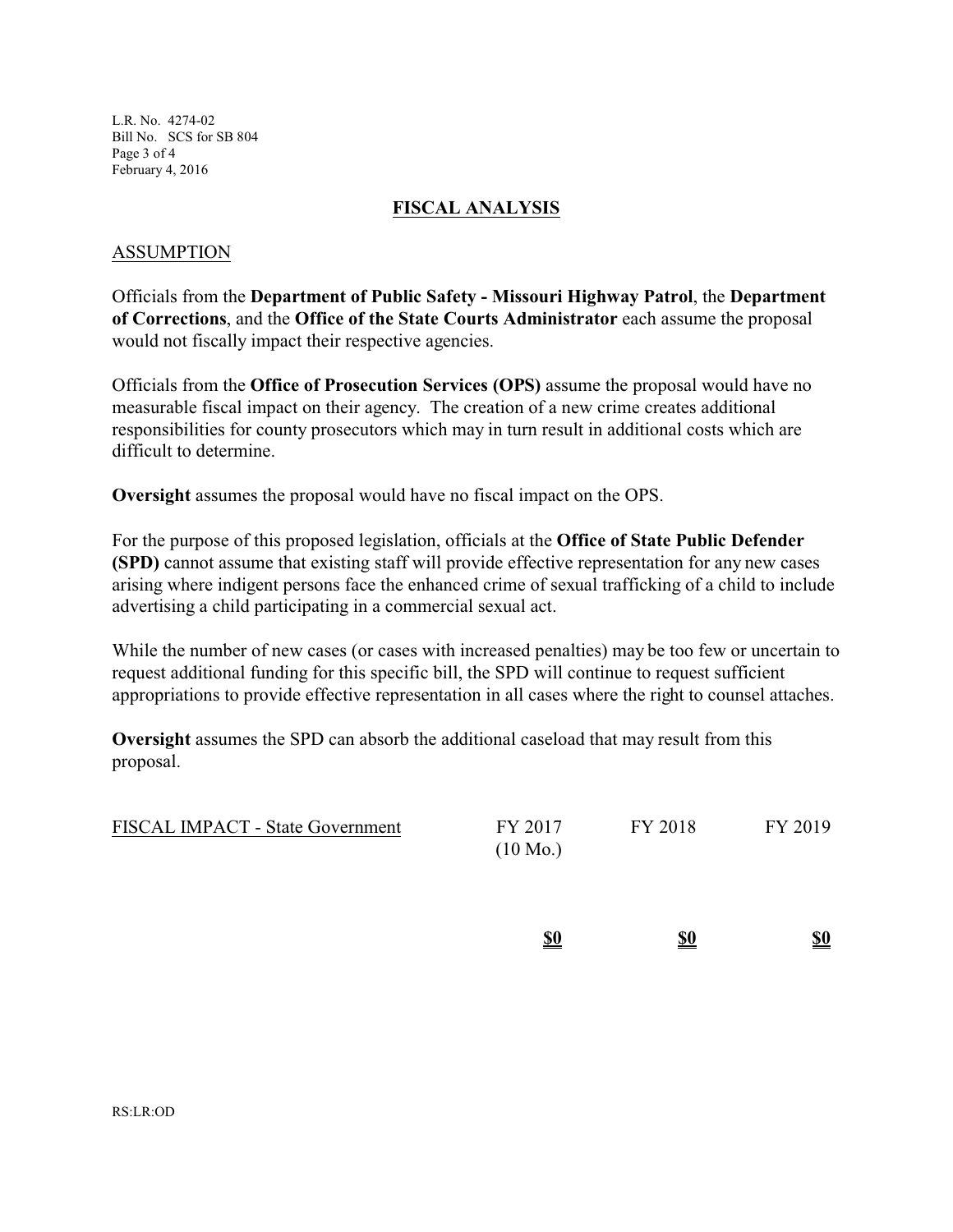## FISCAL ANALYSIS

### ASSUMPTION

Officials from the **Department of Public Safety - Missouri Highway Patrol**, the **Department of Corrections**, and the **Office of the State Courts Administrator** each assume the proposal would not fiscally impact their respective agencies.

Officials from the **Office of Prosecution Services (OPS)** assume the proposal would have no measurable fiscal impact on their agency. The creation of a new crime creates additional responsibilities for county prosecutors which may in turn result in additional costs which are difficult to determine.

**Oversight** assumes the proposal would have no fiscal impact on the OPS.

For the purpose of this proposed legislation, officials at the **Office of State Public Defender (SPD)** cannot assume that existing staff will provide effective representation for any new cases arising where indigent persons face the enhanced crime of sexual trafficking of a child to include advertising a child participating in a commercial sexual act.

While the number of new cases (or cases with increased penalties) may be too few or uncertain to request additional funding for this specific bill, the SPD will continue to request sufficient appropriations to provide effective representation in all cases where the right to counsel attaches.

**Oversight** assumes the SPD can absorb the additional caseload that may result from this proposal.

| FISCAL IMPACT - State Government | FY 2017 (10 Mo.) | FY 2018 | FY 2019 |
|---|---|---|---|
| | **$0** | **$0** | **$0** |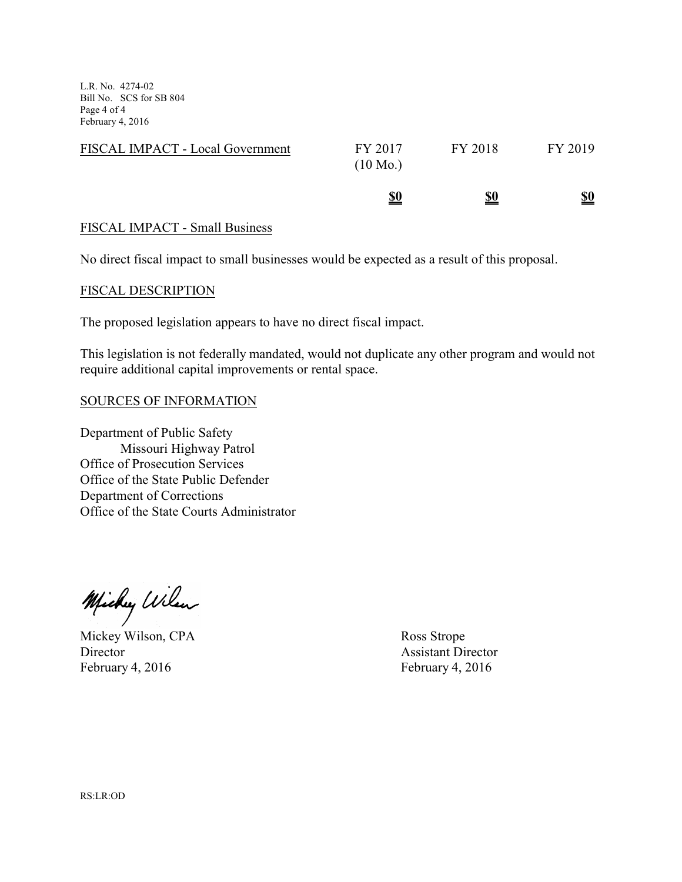| FISCAL IMPACT - Local Government | FY 2017 (10 Mo.) | FY 2018 | FY 2019 |
|---|---|---|---|
| | **$0** | **$0** | **$0** |

FISCAL IMPACT - Small Business

No direct fiscal impact to small businesses would be expected as a result of this proposal.

FISCAL DESCRIPTION

The proposed legislation appears to have no direct fiscal impact.

This legislation is not federally mandated, would not duplicate any other program and would not require additional capital improvements or rental space.

SOURCES OF INFORMATION

Department of Public Safety
    Missouri Highway Patrol
Office of Prosecution Services
Office of the State Public Defender
Department of Corrections
Office of the State Courts Administrator

Mickey Wilson, CPA
Director
February 4, 2016

Ross Strope
Assistant Director
February 4, 2016

RS:LR:OD